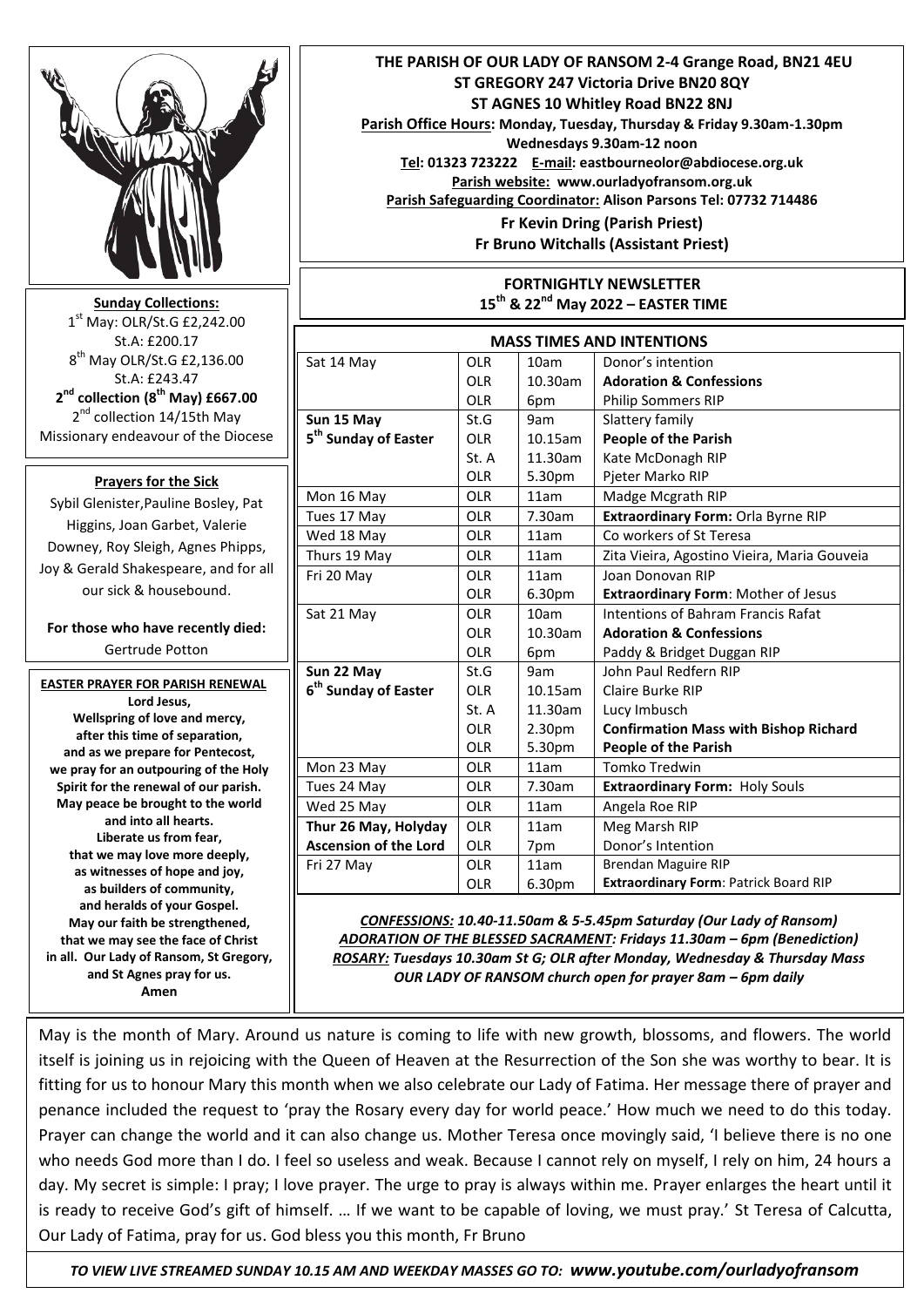**THE PARISH OF OUR LADY OF RANSOM 2-4 Grange Road, BN21 4EU**
**ST GREGORY 247 Victoria Drive BN20 8QY**
**ST AGNES 10 Whitley Road BN22 8NJ**

**Parish Office Hours: Monday, Tuesday, Thursday & Friday 9.30am-1.30pm**
**Wednesdays 9.30am-12 noon**
**Tel: 01323 723222 E-mail: eastbourneolor@abdiocese.org.uk**
**Parish website: www.ourladyofransom.org.uk**
**Parish Safeguarding Coordinator: Alison Parsons Tel: 07732 714486**
**Fr Kevin Dring (Parish Priest)**
**Fr Bruno Witchalls (Assistant Priest)**

## FORTNIGHTLY NEWSLETTER
## 15th & 22nd May 2022 – EASTER TIME

**Sunday Collections:**
1st May: OLR/St.G £2,242.00
St.A: £200.17
8th May OLR/St.G £2,136.00
St.A: £243.47
**2nd collection (8th May) £667.00**
2nd collection 14/15th May
Missionary endeavour of the Diocese

**Prayers for the Sick**
Sybil Glenister, Pauline Bosley, Pat Higgins, Joan Garbet, Valerie Downey, Roy Sleigh, Agnes Phipps, Joy & Gerald Shakespeare, and for all our sick & housebound.

**For those who have recently died:**
Gertrude Potton

**EASTER PRAYER FOR PARISH RENEWAL**
**Lord Jesus,**
**Wellspring of love and mercy,**
**after this time of separation,**
**and as we prepare for Pentecost,**
**we pray for an outpouring of the Holy Spirit for the renewal of our parish.**
**May peace be brought to the world and into all hearts.**
**Liberate us from fear,**
**that we may love more deeply,**
**as witnesses of hope and joy,**
**as builders of community,**
**and heralds of your Gospel.**
**May our faith be strengthened,**
**that we may see the face of Christ in all. Our Lady of Ransom, St Gregory, and St Agnes pray for us.**
**Amen**

| MASS TIMES AND INTENTIONS | | | |
|---|---|---|---|
| Sat 14 May | OLR | 10am | Donor's intention |
| | OLR | 10.30am | **Adoration & Confessions** |
| | OLR | 6pm | Philip Sommers RIP |
| **Sun 15 May** | St.G | 9am | Slattery family |
| **5th Sunday of Easter** | OLR | 10.15am | **People of the Parish** |
| | St. A | 11.30am | Kate McDonagh RIP |
| | OLR | 5.30pm | Pjeter Marko RIP |
| Mon 16 May | OLR | 11am | Madge Mcgrath RIP |
| Tues 17 May | OLR | 7.30am | **Extraordinary Form:** Orla Byrne RIP |
| Wed 18 May | OLR | 11am | Co workers of St Teresa |
| Thurs 19 May | OLR | 11am | Zita Vieira, Agostino Vieira, Maria Gouveia |
| Fri 20 May | OLR | 11am | Joan Donovan RIP |
| | OLR | 6.30pm | **Extraordinary Form**: Mother of Jesus |
| Sat 21 May | OLR | 10am | Intentions of Bahram Francis Rafat |
| | OLR | 10.30am | **Adoration & Confessions** |
| | OLR | 6pm | Paddy & Bridget Duggan RIP |
| **Sun 22 May** | St.G | 9am | John Paul Redfern RIP |
| **6th Sunday of Easter** | OLR | 10.15am | Claire Burke RIP |
| | St. A | 11.30am | Lucy Imbusch |
| | OLR | 2.30pm | **Confirmation Mass with Bishop Richard** |
| | OLR | 5.30pm | **People of the Parish** |
| Mon 23 May | OLR | 11am | Tomko Tredwin |
| Tues 24 May | OLR | 7.30am | **Extraordinary Form:** Holy Souls |
| Wed 25 May | OLR | 11am | Angela Roe RIP |
| **Thur 26 May, Holyday** | OLR | 11am | Meg Marsh RIP |
| **Ascension of the Lord** | OLR | 7pm | Donor's Intention |
| Fri 27 May | OLR | 11am | Brendan Maguire RIP |
| | OLR | 6.30pm | **Extraordinary Form**: Patrick Board RIP |

***CONFESSIONS:** 10.40-11.50am & 5-5.45pm Saturday (Our Lady of Ransom)*
***ADORATION OF THE BLESSED SACRAMENT:** Fridays 11.30am – 6pm (Benediction)*
***ROSARY:** Tuesdays 10.30am St G; OLR after Monday, Wednesday & Thursday Mass*
***OUR LADY OF RANSOM church open for prayer 8am – 6pm daily***

May is the month of Mary. Around us nature is coming to life with new growth, blossoms, and flowers. The world itself is joining us in rejoicing with the Queen of Heaven at the Resurrection of the Son she was worthy to bear. It is fitting for us to honour Mary this month when we also celebrate our Lady of Fatima. Her message there of prayer and penance included the request to 'pray the Rosary every day for world peace.' How much we need to do this today. Prayer can change the world and it can also change us. Mother Teresa once movingly said, 'I believe there is no one who needs God more than I do. I feel so useless and weak. Because I cannot rely on myself, I rely on him, 24 hours a day. My secret is simple: I pray; I love prayer. The urge to pray is always within me. Prayer enlarges the heart until it is ready to receive God's gift of himself. … If we want to be capable of loving, we must pray.' St Teresa of Calcutta, Our Lady of Fatima, pray for us. God bless you this month, Fr Bruno

***TO VIEW LIVE STREAMED SUNDAY 10.15 AM AND WEEKDAY MASSES GO TO: www.youtube.com/ourladyofransom***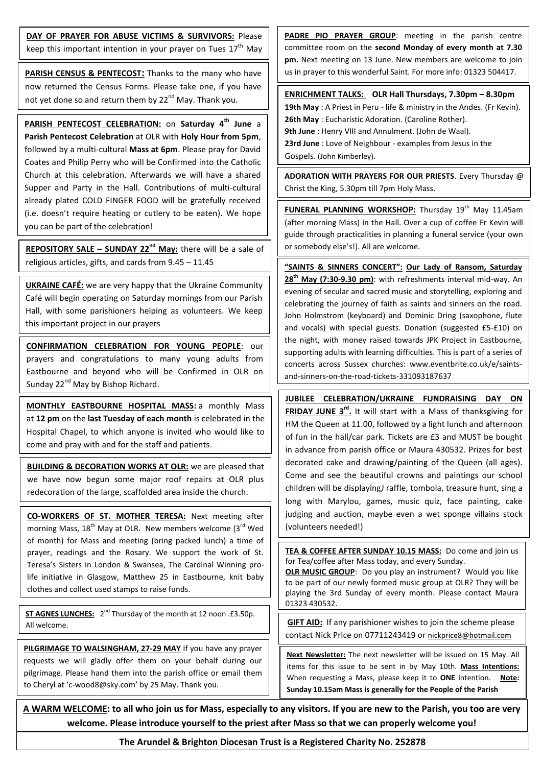**DAY OF PRAYER FOR ABUSE VICTIMS & SURVIVORS:** Please keep this important intention in your prayer on Tues 17th May

**PARISH CENSUS & PENTECOST:** Thanks to the many who have now returned the Census Forms. Please take one, if you have not yet done so and return them by 22nd May. Thank you.

**PARISH PENTECOST CELEBRATION:** on **Saturday 4th June** a **Parish Pentecost Celebration** at OLR with **Holy Hour from 5pm**, followed by a multi-cultural **Mass at 6pm**. Please pray for David Coates and Philip Perry who will be Confirmed into the Catholic Church at this celebration. Afterwards we will have a shared Supper and Party in the Hall. Contributions of multi-cultural already plated COLD FINGER FOOD will be gratefully received (i.e. doesn't require heating or cutlery to be eaten). We hope you can be part of the celebration!

**REPOSITORY SALE – SUNDAY 22nd May:** there will be a sale of religious articles, gifts, and cards from 9.45 – 11.45

**UKRAINE CAFÉ:** we are very happy that the Ukraine Community Café will begin operating on Saturday mornings from our Parish Hall, with some parishioners helping as volunteers. We keep this important project in our prayers

**CONFIRMATION CELEBRATION FOR YOUNG PEOPLE**: our prayers and congratulations to many young adults from Eastbourne and beyond who will be Confirmed in OLR on Sunday 22nd May by Bishop Richard.

**MONTHLY EASTBOURNE HOSPITAL MASS:** a monthly Mass at **12 pm** on the **last Tuesday of each month** is celebrated in the Hospital Chapel, to which anyone is invited who would like to come and pray with and for the staff and patients.

**BUILDING & DECORATION WORKS AT OLR:** we are pleased that we have now begun some major roof repairs at OLR plus redecoration of the large, scaffolded area inside the church.

**CO-WORKERS OF ST. MOTHER TERESA:** Next meeting after morning Mass, 18th May at OLR. New members welcome (3rd Wed of month) for Mass and meeting (bring packed lunch) a time of prayer, readings and the Rosary. We support the work of St. Teresa's Sisters in London & Swansea, The Cardinal Winning pro-life initiative in Glasgow, Matthew 25 in Eastbourne, knit baby clothes and collect used stamps to raise funds.

**ST AGNES LUNCHES:** 2nd Thursday of the month at 12 noon .£3.50p. All welcome.

**PILGRIMAGE TO WALSINGHAM, 27-29 MAY** If you have any prayer requests we will gladly offer them on your behalf during our pilgrimage. Please hand them into the parish office or email them to Cheryl at 'c-wood8@sky.com' by 25 May. Thank you.

**PADRE PIO PRAYER GROUP**: meeting in the parish centre committee room on the **second Monday of every month at 7.30 pm.** Next meeting on 13 June. New members are welcome to join us in prayer to this wonderful Saint. For more info: 01323 504417.

**ENRICHMENT TALKS: OLR Hall Thursdays, 7.30pm – 8.30pm**

**19th May** : A Priest in Peru - life & ministry in the Andes. (Fr Kevin).
**26th May** : Eucharistic Adoration. (Caroline Rother).
**9th June** : Henry VIII and Annulment. (John de Waal).
**23rd June** : Love of Neighbour - examples from Jesus in the Gospels. (John Kimberley).

**ADORATION WITH PRAYERS FOR OUR PRIESTS**. Every Thursday @ Christ the King, 5.30pm till 7pm Holy Mass.

**FUNERAL PLANNING WORKSHOP:** Thursday 19th May 11.45am (after morning Mass) in the Hall. Over a cup of coffee Fr Kevin will guide through practicalities in planning a funeral service (your own or somebody else's!). All are welcome.

**"SAINTS & SINNERS CONCERT": Our Lady of Ransom, Saturday 28th May (7:30-9.30 pm)**: with refreshments interval mid-way. An evening of secular and sacred music and storytelling, exploring and celebrating the journey of faith as saints and sinners on the road. John Holmstrom (keyboard) and Dominic Dring (saxophone, flute and vocals) with special guests. Donation (suggested £5-£10) on the night, with money raised towards JPK Project in Eastbourne, supporting adults with learning difficulties. This is part of a series of concerts across Sussex churches: www.eventbrite.co.uk/e/saints-and-sinners-on-the-road-tickets-331093187637

**JUBILEE CELEBRATION/UKRAINE FUNDRAISING DAY ON FRIDAY JUNE 3rd.** It will start with a Mass of thanksgiving for HM the Queen at 11.00, followed by a light lunch and afternoon of fun in the hall/car park. Tickets are £3 and MUST be bought in advance from parish office or Maura 430532. Prizes for best decorated cake and drawing/painting of the Queen (all ages). Come and see the beautiful crowns and paintings our school children will be displaying*)* raffle, tombola, treasure hunt, sing a long with Marylou, games, music quiz, face painting, cake judging and auction, maybe even a wet sponge villains stock (volunteers needed!)

**TEA & COFFEE AFTER SUNDAY 10.15 MASS:** Do come and join us for Tea/coffee after Mass today, and every Sunday.

**OLR MUSIC GROUP**: Do you play an instrument? Would you like to be part of our newly formed music group at OLR? They will be playing the 3rd Sunday of every month. Please contact Maura 01323 430532.

**GIFT AID:** If any parishioner wishes to join the scheme please contact Nick Price on 07711243419 or nickprice8@hotmail.com

**Next Newsletter:** The next newsletter will be issued on 15 May. All items for this issue to be sent in by May 10th. **Mass Intentions:** When requesting a Mass, please keep it to **ONE** intention. **Note: Sunday 10.15am Mass is generally for the People of the Parish**

**A WARM WELCOME: to all who join us for Mass, especially to any visitors. If you are new to the Parish, you too are very welcome. Please introduce yourself to the priest after Mass so that we can properly welcome you!**

**The Arundel & Brighton Diocesan Trust is a Registered Charity No. 252878**